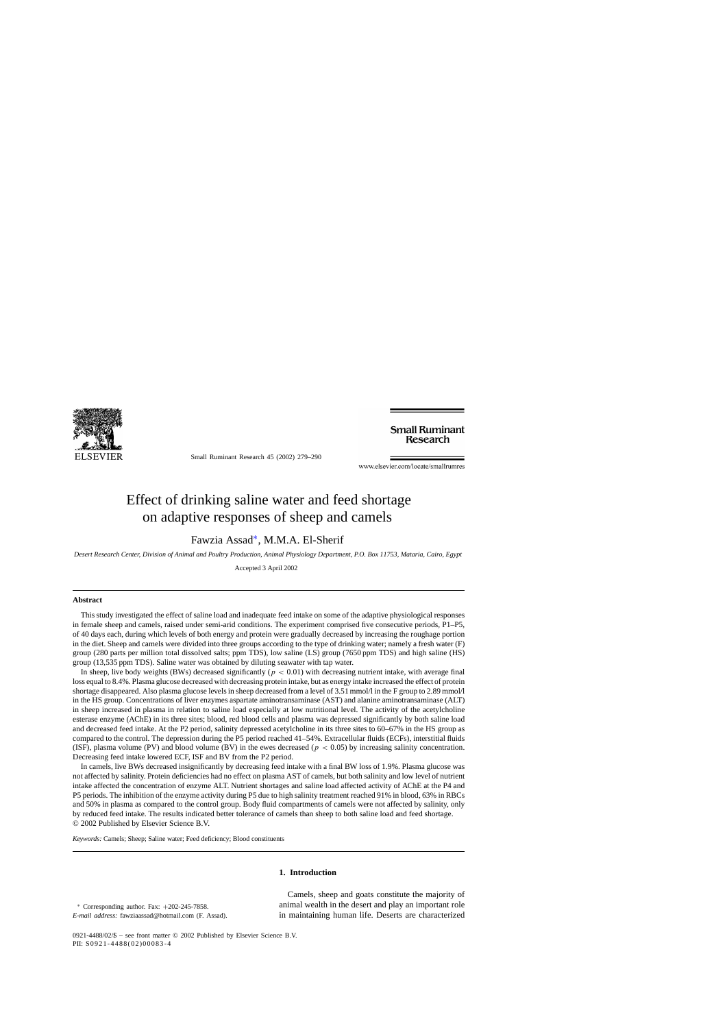# Effect of drinking saline water and feed shortage on adaptive responses of sheep and camels

Fawzia Assad*, M.M.A. El-Sherif

*Desert Research Center, Division of Animal and Poultry Production, Animal Physiology Department, P.O. Box 11753, Mataria, Cairo, Egypt*

Accepted 3 April 2002

## Abstract

This study investigated the effect of saline load and inadequate feed intake on some of the adaptive physiological responses in female sheep and camels, raised under semi-arid conditions. The experiment comprised five consecutive periods, P1–P5, of 40 days each, during which levels of both energy and protein were gradually decreased by increasing the roughage portion in the diet. Sheep and camels were divided into three groups according to the type of drinking water; namely a fresh water (F) group (280 parts per million total dissolved salts; ppm TDS), low saline (LS) group (7650 ppm TDS) and high saline (HS) group (13,535 ppm TDS). Saline water was obtained by diluting seawater with tap water.

In sheep, live body weights (BWs) decreased significantly ($p < 0.01$) with decreasing nutrient intake, with average final loss equal to 8.4%. Plasma glucose decreased with decreasing protein intake, but as energy intake increased the effect of protein shortage disappeared. Also plasma glucose levels in sheep decreased from a level of 3.51 mmol/l in the F group to 2.89 mmol/l in the HS group. Concentrations of liver enzymes aspartate aminotransaminase (AST) and alanine aminotransaminase (ALT) in sheep increased in plasma in relation to saline load especially at low nutritional level. The activity of the acetylcholine esterase enzyme (AChE) in its three sites; blood, red blood cells and plasma was depressed significantly by both saline load and decreased feed intake. At the P2 period, salinity depressed acetylcholine in its three sites to 60–67% in the HS group as compared to the control. The depression during the P5 period reached 41–54%. Extracellular fluids (ECFs), interstitial fluids (ISF), plasma volume (PV) and blood volume (BV) in the ewes decreased ($p < 0.05$) by increasing salinity concentration. Decreasing feed intake lowered ECF, ISF and BV from the P2 period.

In camels, live BWs decreased insignificantly by decreasing feed intake with a final BW loss of 1.9%. Plasma glucose was not affected by salinity. Protein deficiencies had no effect on plasma AST of camels, but both salinity and low level of nutrient intake affected the concentration of enzyme ALT. Nutrient shortages and saline load affected activity of AChE at the P4 and P5 periods. The inhibition of the enzyme activity during P5 due to high salinity treatment reached 91% in blood, 63% in RBCs and 50% in plasma as compared to the control group. Body fluid compartments of camels were not affected by salinity, only by reduced feed intake. The results indicated better tolerance of camels than sheep to both saline load and feed shortage.

© 2002 Published by Elsevier Science B.V.

*Keywords:* Camels; Sheep; Saline water; Feed deficiency; Blood constituents

## 1. Introduction

Camels, sheep and goats constitute the majority of animal wealth in the desert and play an important role in maintaining human life. Deserts are characterized

* Corresponding author. Fax: +202-245-7858.
*E-mail address:* fawziaassad@hotmail.com (F. Assad).

0921-4488/02/$ – see front matter © 2002 Published by Elsevier Science B.V.
PII: S0921-4488(02)00083-4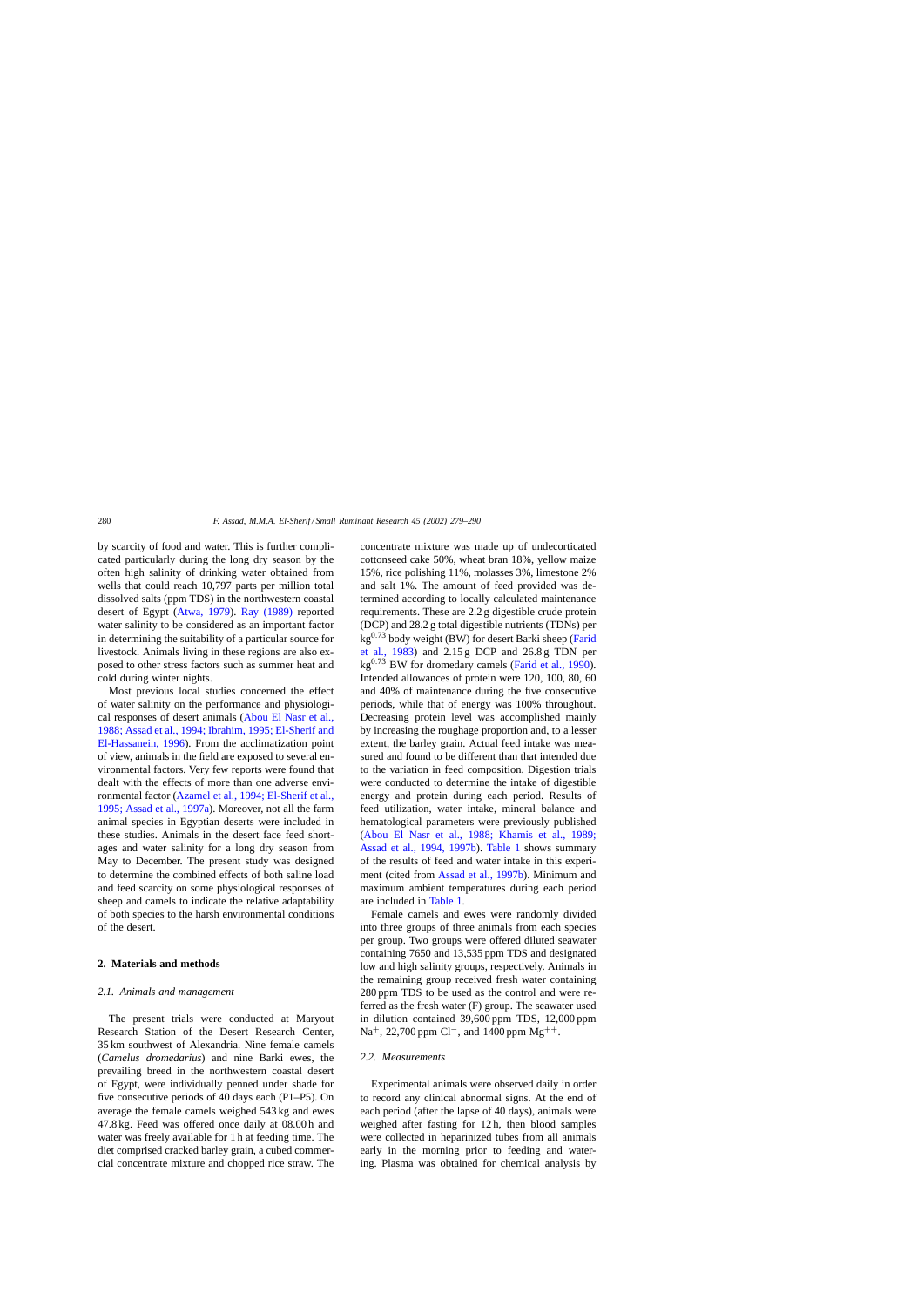by scarcity of food and water. This is further complicated particularly during the long dry season by the often high salinity of drinking water obtained from wells that could reach 10,797 parts per million total dissolved salts (ppm TDS) in the northwestern coastal desert of Egypt (Atwa, 1979). Ray (1989) reported water salinity to be considered as an important factor in determining the suitability of a particular source for livestock. Animals living in these regions are also exposed to other stress factors such as summer heat and cold during winter nights.

Most previous local studies concerned the effect of water salinity on the performance and physiological responses of desert animals (Abou El Nasr et al., 1988; Assad et al., 1994; Ibrahim, 1995; El-Sherif and El-Hassanein, 1996). From the acclimatization point of view, animals in the field are exposed to several environmental factors. Very few reports were found that dealt with the effects of more than one adverse environmental factor (Azamel et al., 1994; El-Sherif et al., 1995; Assad et al., 1997a). Moreover, not all the farm animal species in Egyptian deserts were included in these studies. Animals in the desert face feed shortages and water salinity for a long dry season from May to December. The present study was designed to determine the combined effects of both saline load and feed scarcity on some physiological responses of sheep and camels to indicate the relative adaptability of both species to the harsh environmental conditions of the desert.

## 2. Materials and methods

### 2.1. Animals and management

The present trials were conducted at Maryout Research Station of the Desert Research Center, 35 km southwest of Alexandria. Nine female camels (*Camelus dromedarius*) and nine Barki ewes, the prevailing breed in the northwestern coastal desert of Egypt, were individually penned under shade for five consecutive periods of 40 days each (P1–P5). On average the female camels weighed 543 kg and ewes 47.8 kg. Feed was offered once daily at 08.00 h and water was freely available for 1 h at feeding time. The diet comprised cracked barley grain, a cubed commercial concentrate mixture and chopped rice straw. The concentrate mixture was made up of undecorticated cottonseed cake 50%, wheat bran 18%, yellow maize 15%, rice polishing 11%, molasses 3%, limestone 2% and salt 1%. The amount of feed provided was determined according to locally calculated maintenance requirements. These are 2.2 g digestible crude protein (DCP) and 28.2 g total digestible nutrients (TDNs) per $kg^{0.73}$ body weight (BW) for desert Barki sheep (Farid et al., 1983) and 2.15 g DCP and 26.8 g TDN per $kg^{0.73}$ BW for dromedary camels (Farid et al., 1990). Intended allowances of protein were 120, 100, 80, 60 and 40% of maintenance during the five consecutive periods, while that of energy was 100% throughout. Decreasing protein level was accomplished mainly by increasing the roughage proportion and, to a lesser extent, the barley grain. Actual feed intake was measured and found to be different than that intended due to the variation in feed composition. Digestion trials were conducted to determine the intake of digestible energy and protein during each period. Results of feed utilization, water intake, mineral balance and hematological parameters were previously published (Abou El Nasr et al., 1988; Khamis et al., 1989; Assad et al., 1994, 1997b). Table 1 shows summary of the results of feed and water intake in this experiment (cited from Assad et al., 1997b). Minimum and maximum ambient temperatures during each period are included in Table 1.

Female camels and ewes were randomly divided into three groups of three animals from each species per group. Two groups were offered diluted seawater containing 7650 and 13,535 ppm TDS and designated low and high salinity groups, respectively. Animals in the remaining group received fresh water containing 280 ppm TDS to be used as the control and were referred as the fresh water (F) group. The seawater used in dilution contained 39,600 ppm TDS, 12,000 ppm $Na^{+}$, 22,700 ppm $Cl^{-}$, and 1400 ppm $Mg^{++}$.

### 2.2. Measurements

Experimental animals were observed daily in order to record any clinical abnormal signs. At the end of each period (after the lapse of 40 days), animals were weighed after fasting for 12 h, then blood samples were collected in heparinized tubes from all animals early in the morning prior to feeding and watering. Plasma was obtained for chemical analysis by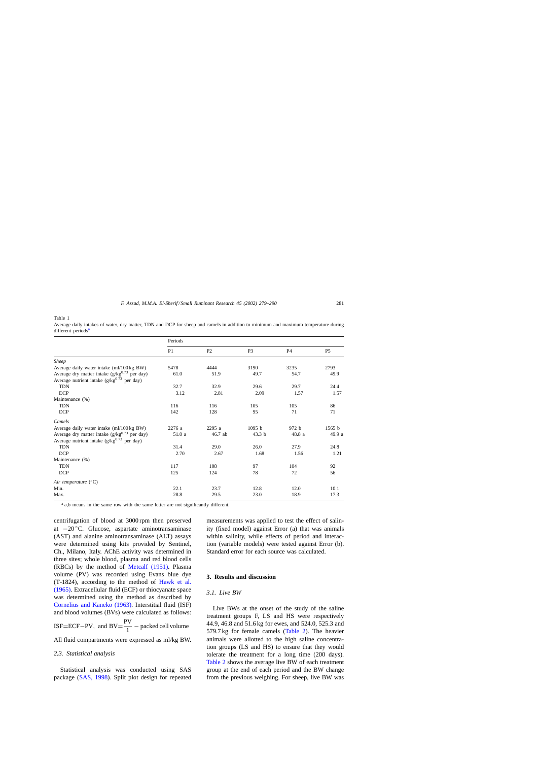Table 1
Average daily intakes of water, dry matter, TDN and DCP for sheep and camels in addition to minimum and maximum temperature during different periods[a]

| | Periods | | | | |
|---|---|---|---|---|---|
| | P1 | P2 | P3 | P4 | P5 |
| *Sheep* | | | | | |
| Average daily water intake (ml/100 kg BW) | 5478 | 4444 | 3190 | 3235 | 2793 |
| Average dry matter intake (g/kg$^{0.73}$ per day) | 61.0 | 51.9 | 49.7 | 54.7 | 49.9 |
| Average nutrient intake (g/kg$^{0.73}$ per day) | | | | | |
| TDN | 32.7 | 32.9 | 29.6 | 29.7 | 24.4 |
| DCP | 3.12 | 2.81 | 2.09 | 1.57 | 1.57 |
| Maintenance (%) | | | | | |
| TDN | 116 | 116 | 105 | 105 | 86 |
| DCP | 142 | 128 | 95 | 71 | 71 |
| *Camels* | | | | | |
| Average daily water intake (ml/100 kg BW) | 2276 a | 2295 a | 1095 b | 972 b | 1565 b |
| Average dry matter intake (g/kg$^{0.73}$ per day) | 51.0 a | 46.7 ab | 43.3 b | 48.8 a | 49.9 a |
| Average nutrient intake (g/kg$^{0.73}$ per day) | | | | | |
| TDN | 31.4 | 29.0 | 26.0 | 27.9 | 24.8 |
| DCP | 2.70 | 2.67 | 1.68 | 1.56 | 1.21 |
| Maintenance (%) | | | | | |
| TDN | 117 | 108 | 97 | 104 | 92 |
| DCP | 125 | 124 | 78 | 72 | 56 |
| *Air temperature* (°C) | | | | | |
| Min. | 22.1 | 23.7 | 12.8 | 12.0 | 10.1 |
| Max. | 28.8 | 29.5 | 23.0 | 18.9 | 17.3 |

[a] a,b means in the same row with the same letter are not significantly different.

centrifugation of blood at 3000 rpm then preserved at −20 °C. Glucose, aspartate aminotransaminase (AST) and alanine aminotransaminase (ALT) assays were determined using kits provided by Sentinel, Ch., Milano, Italy. AChE activity was determined in three sites; whole blood, plasma and red blood cells (RBCs) by the method of Metcalf (1951). Plasma volume (PV) was recorded using Evans blue dye (T-1824), according to the method of Hawk et al. (1965). Extracellular fluid (ECF) or thiocyanate space was determined using the method as described by Cornelius and Kaneko (1963). Interstitial fluid (ISF) and blood volumes (BVs) were calculated as follows:

$$\text{ISF} = \text{ECF} - \text{PV}, \text{ and } \text{BV} = \frac{\text{PV}}{1} - \text{packed cell volume}$$

All fluid compartments were expressed as ml/kg BW.

### 2.3. Statistical analysis

Statistical analysis was conducted using SAS package (SAS, 1998). Split plot design for repeated measurements was applied to test the effect of salinity (fixed model) against Error (a) that was animals within salinity, while effects of period and interaction (variable models) were tested against Error (b). Standard error for each source was calculated.

## 3. Results and discussion

### 3.1. Live BW

Live BWs at the onset of the study of the saline treatment groups F, LS and HS were respectively 44.9, 46.8 and 51.6 kg for ewes, and 524.0, 525.3 and 579.7 kg for female camels (Table 2). The heavier animals were allotted to the high saline concentration groups (LS and HS) to ensure that they would tolerate the treatment for a long time (200 days). Table 2 shows the average live BW of each treatment group at the end of each period and the BW change from the previous weighing. For sheep, live BW was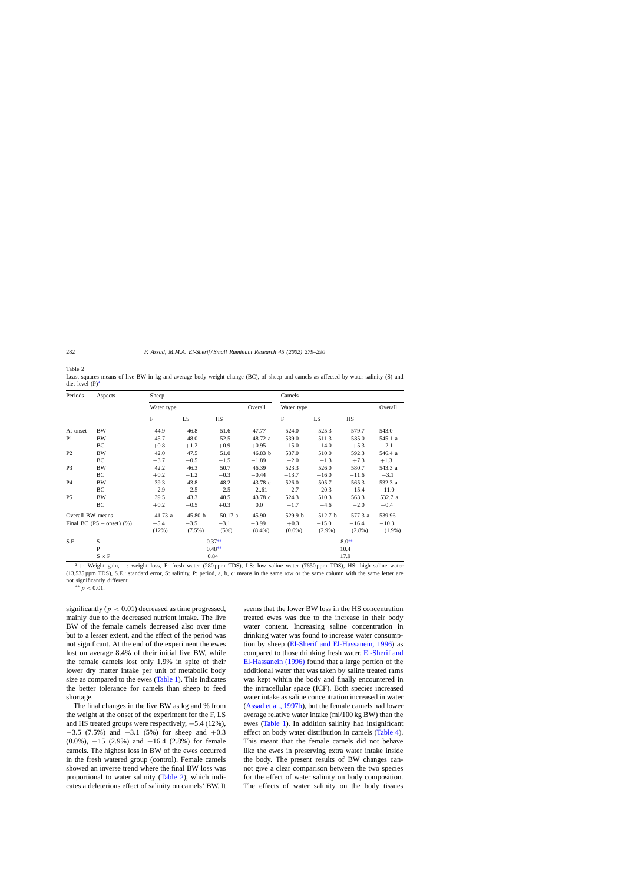Table 2
Least squares means of live BW in kg and average body weight change (BC), of sheep and camels as affected by water salinity (S) and diet level (P)[a]

| Periods | Aspects | Sheep | | | | Camels | | | |
|---|---|---|---|---|---|---|---|---|---|
| | | Water type | | | Overall | Water type | | | Overall |
| | | F | LS | HS | | F | LS | HS | |
| At onset | BW | 44.9 | 46.8 | 51.6 | 47.77 | 524.0 | 525.3 | 579.7 | 543.0 |
| P1 | BW | 45.7 | 48.0 | 52.5 | 48.72 a | 539.0 | 511.3 | 585.0 | 545.1 a |
| | BC | +0.8 | +1.2 | +0.9 | +0.95 | +15.0 | −14.0 | +5.3 | +2.1 |
| P2 | BW | 42.0 | 47.5 | 51.0 | 46.83 b | 537.0 | 510.0 | 592.3 | 546.4 a |
| | BC | −3.7 | −0.5 | −1.5 | −1.89 | −2.0 | −1.3 | +7.3 | +1.3 |
| P3 | BW | 42.2 | 46.3 | 50.7 | 46.39 | 523.3 | 526.0 | 580.7 | 543.3 a |
| | BC | +0.2 | −1.2 | −0.3 | −0.44 | −13.7 | +16.0 | −11.6 | −3.1 |
| P4 | BW | 39.3 | 43.8 | 48.2 | 43.78 c | 526.0 | 505.7 | 565.3 | 532.3 a |
| | BC | −2.9 | −2.5 | −2.5 | −2..61 | +2.7 | −20.3 | −15.4 | −11.0 |
| P5 | BW | 39.5 | 43.3 | 48.5 | 43.78 c | 524.3 | 510.3 | 563.3 | 532.7 a |
| | BC | +0.2 | −0.5 | +0.3 | 0.0 | −1.7 | +4.6 | −2.0 | +0.4 |
| Overall BW means | | 41.73 a | 45.80 b | 50.17 a | 45.90 | 529.9 b | 512.7 b | 577.3 a | 539.96 |
| Final BC (P5 − onset) (%) | | −5.4 (12%) | −3.5 (7.5%) | −3.1 (5%) | −3.99 (8.4%) | +0.3 (0.0%) | −15.0 (2.9%) | −16.4 (2.8%) | −10.3 (1.9%) |
| S.E. | S | | | 0.37** | | | | 8.0** | |
| | P | | | 0.48** | | | | 10.4 | |
| | S × P | | | 0.84 | | | | 17.9 | |

[a] +: Weight gain, −: weight loss, F: fresh water (280 ppm TDS), LS: low saline water (7650 ppm TDS), HS: high saline water (13,535 ppm TDS), S.E.: standard error, S: salinity, P: period, a, b, c: means in the same row or the same column with the same letter are not significantly different.

** $p < 0.01$.

significantly ($p < 0.01$) decreased as time progressed, mainly due to the decreased nutrient intake. The live BW of the female camels decreased also over time but to a lesser extent, and the effect of the period was not significant. At the end of the experiment the ewes lost on average 8.4% of their initial live BW, while the female camels lost only 1.9% in spite of their lower dry matter intake per unit of metabolic body size as compared to the ewes (Table 1). This indicates the better tolerance for camels than sheep to feed shortage.

The final changes in the live BW as kg and % from the weight at the onset of the experiment for the F, LS and HS treated groups were respectively, −5.4 (12%), −3.5 (7.5%) and −3.1 (5%) for sheep and +0.3 (0.0%), −15 (2.9%) and −16.4 (2.8%) for female camels. The highest loss in BW of the ewes occurred in the fresh watered group (control). Female camels showed an inverse trend where the final BW loss was proportional to water salinity (Table 2), which indicates a deleterious effect of salinity on camels' BW. It seems that the lower BW loss in the HS concentration treated ewes was due to the increase in their body water content. Increasing saline concentration in drinking water was found to increase water consumption by sheep (El-Sherif and El-Hassanein, 1996) as compared to those drinking fresh water. El-Sherif and El-Hassanein (1996) found that a large portion of the additional water that was taken by saline treated rams was kept within the body and finally encountered in the intracellular space (ICF). Both species increased water intake as saline concentration increased in water (Assad et al., 1997b), but the female camels had lower average relative water intake (ml/100 kg BW) than the ewes (Table 1). In addition salinity had insignificant effect on body water distribution in camels (Table 4). This meant that the female camels did not behave like the ewes in preserving extra water intake inside the body. The present results of BW changes cannot give a clear comparison between the two species for the effect of water salinity on body composition. The effects of water salinity on the body tissues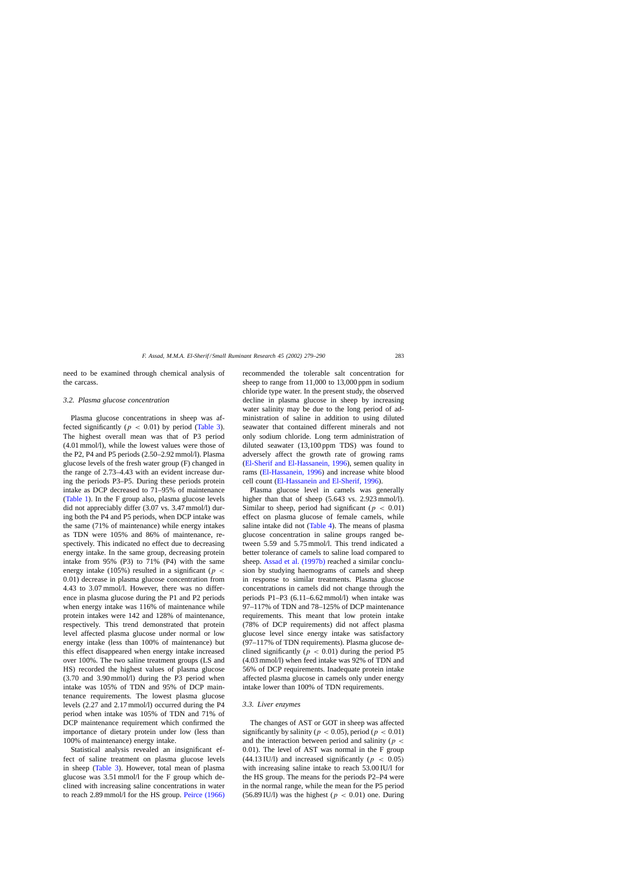need to be examined through chemical analysis of the carcass.

### 3.2. Plasma glucose concentration

Plasma glucose concentrations in sheep was affected significantly ($p < 0.01$) by period (Table 3). The highest overall mean was that of P3 period (4.01 mmol/l), while the lowest values were those of the P2, P4 and P5 periods (2.50–2.92 mmol/l). Plasma glucose levels of the fresh water group (F) changed in the range of 2.73–4.43 with an evident increase during the periods P3–P5. During these periods protein intake as DCP decreased to 71–95% of maintenance (Table 1). In the F group also, plasma glucose levels did not appreciably differ (3.07 vs. 3.47 mmol/l) during both the P4 and P5 periods, when DCP intake was the same (71% of maintenance) while energy intakes as TDN were 105% and 86% of maintenance, respectively. This indicated no effect due to decreasing energy intake. In the same group, decreasing protein intake from 95% (P3) to 71% (P4) with the same energy intake (105%) resulted in a significant ($p < 0.01$) decrease in plasma glucose concentration from 4.43 to 3.07 mmol/l. However, there was no difference in plasma glucose during the P1 and P2 periods when energy intake was 116% of maintenance while protein intakes were 142 and 128% of maintenance, respectively. This trend demonstrated that protein level affected plasma glucose under normal or low energy intake (less than 100% of maintenance) but this effect disappeared when energy intake increased over 100%. The two saline treatment groups (LS and HS) recorded the highest values of plasma glucose (3.70 and 3.90 mmol/l) during the P3 period when intake was 105% of TDN and 95% of DCP maintenance requirements. The lowest plasma glucose levels (2.27 and 2.17 mmol/l) occurred during the P4 period when intake was 105% of TDN and 71% of DCP maintenance requirement which confirmed the importance of dietary protein under low (less than 100% of maintenance) energy intake.

Statistical analysis revealed an insignificant effect of saline treatment on plasma glucose levels in sheep (Table 3). However, total mean of plasma glucose was 3.51 mmol/l for the F group which declined with increasing saline concentrations in water to reach 2.89 mmol/l for the HS group. Peirce (1966) recommended the tolerable salt concentration for sheep to range from 11,000 to 13,000 ppm in sodium chloride type water. In the present study, the observed decline in plasma glucose in sheep by increasing water salinity may be due to the long period of administration of saline in addition to using diluted seawater that contained different minerals and not only sodium chloride. Long term administration of diluted seawater (13,100 ppm TDS) was found to adversely affect the growth rate of growing rams (El-Sherif and El-Hassanein, 1996), semen quality in rams (El-Hassanein, 1996) and increase white blood cell count (El-Hassanein and El-Sherif, 1996).

Plasma glucose level in camels was generally higher than that of sheep (5.643 vs. 2.923 mmol/l). Similar to sheep, period had significant ($p < 0.01$) effect on plasma glucose of female camels, while saline intake did not (Table 4). The means of plasma glucose concentration in saline groups ranged between 5.59 and 5.75 mmol/l. This trend indicated a better tolerance of camels to saline load compared to sheep. Assad et al. (1997b) reached a similar conclusion by studying haemograms of camels and sheep in response to similar treatments. Plasma glucose concentrations in camels did not change through the periods P1–P3 (6.11–6.62 mmol/l) when intake was 97–117% of TDN and 78–125% of DCP maintenance requirements. This meant that low protein intake (78% of DCP requirements) did not affect plasma glucose level since energy intake was satisfactory (97–117% of TDN requirements). Plasma glucose declined significantly ($p < 0.01$) during the period P5 (4.03 mmol/l) when feed intake was 92% of TDN and 56% of DCP requirements. Inadequate protein intake affected plasma glucose in camels only under energy intake lower than 100% of TDN requirements.

### 3.3. Liver enzymes

The changes of AST or GOT in sheep was affected significantly by salinity ($p < 0.05$), period ($p < 0.01$) and the interaction between period and salinity ($p < 0.01$). The level of AST was normal in the F group (44.13 IU/l) and increased significantly ($p < 0.05$) with increasing saline intake to reach 53.00 IU/l for the HS group. The means for the periods P2–P4 were in the normal range, while the mean for the P5 period (56.89 IU/l) was the highest ($p < 0.01$) one. During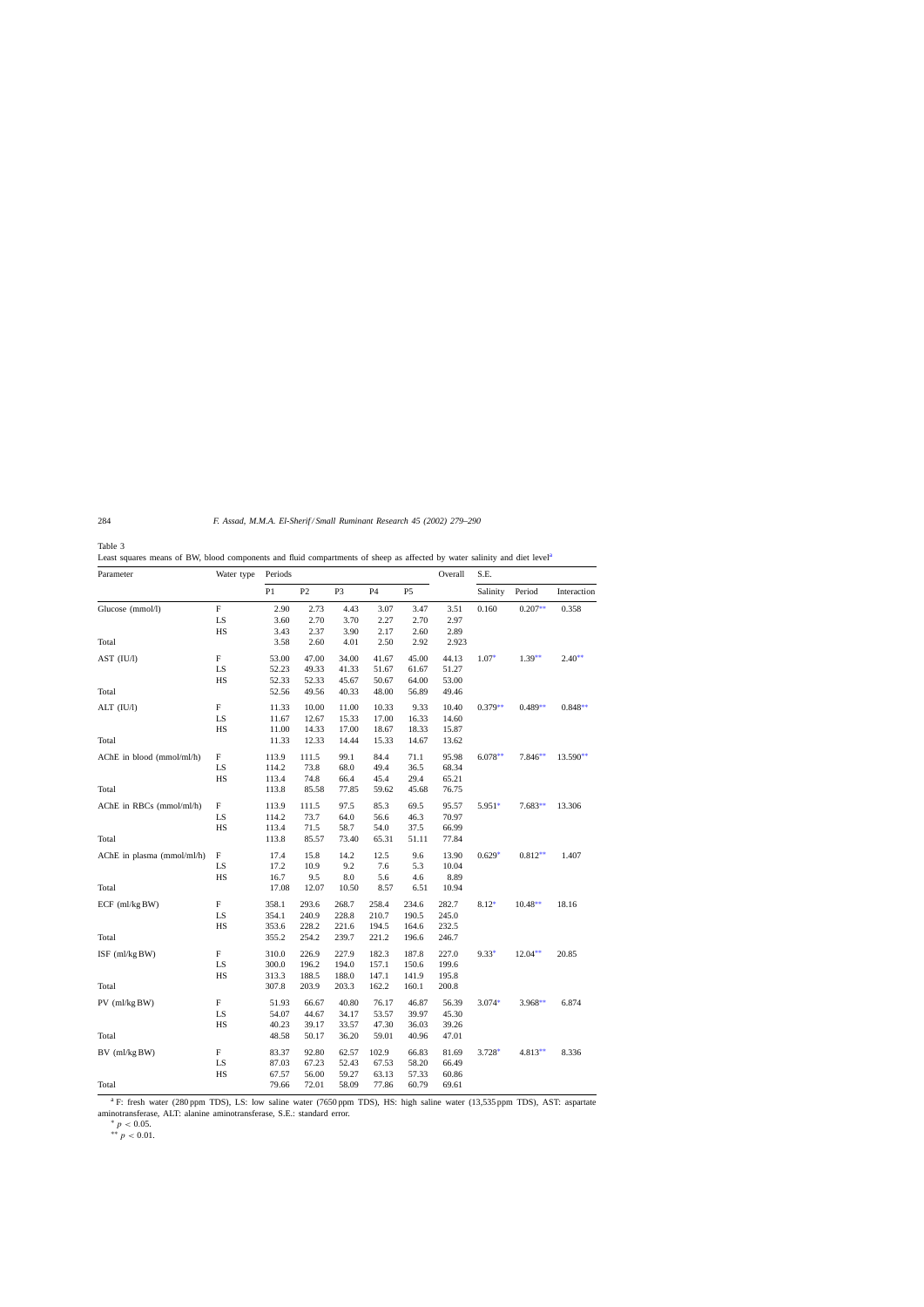Table 3
Least squares means of BW, blood components and fluid compartments of sheep as affected by water salinity and diet level[a]

| Parameter | Water type | Periods | | | | | Overall | S.E. | | |
|---|---|---|---|---|---|---|---|---|---|---|
| | | P1 | P2 | P3 | P4 | P5 | | Salinity | Period | Interaction |
| Glucose (mmol/l) | F | 2.90 | 2.73 | 4.43 | 3.07 | 3.47 | 3.51 | 0.160 | 0.207** | 0.358 |
| | LS | 3.60 | 2.70 | 3.70 | 2.27 | 2.70 | 2.97 | | | |
| | HS | 3.43 | 2.37 | 3.90 | 2.17 | 2.60 | 2.89 | | | |
| Total | | 3.58 | 2.60 | 4.01 | 2.50 | 2.92 | 2.923 | | | |
| AST (IU/l) | F | 53.00 | 47.00 | 34.00 | 41.67 | 45.00 | 44.13 | 1.07* | 1.39** | 2.40** |
| | LS | 52.23 | 49.33 | 41.33 | 51.67 | 61.67 | 51.27 | | | |
| | HS | 52.33 | 52.33 | 45.67 | 50.67 | 64.00 | 53.00 | | | |
| Total | | 52.56 | 49.56 | 40.33 | 48.00 | 56.89 | 49.46 | | | |
| ALT (IU/l) | F | 11.33 | 10.00 | 11.00 | 10.33 | 9.33 | 10.40 | 0.379** | 0.489** | 0.848** |
| | LS | 11.67 | 12.67 | 15.33 | 17.00 | 16.33 | 14.60 | | | |
| | HS | 11.00 | 14.33 | 17.00 | 18.67 | 18.33 | 15.87 | | | |
| Total | | 11.33 | 12.33 | 14.44 | 15.33 | 14.67 | 13.62 | | | |
| AChE in blood (mmol/ml/h) | F | 113.9 | 111.5 | 99.1 | 84.4 | 71.1 | 95.98 | 6.078** | 7.846** | 13.590** |
| | LS | 114.2 | 73.8 | 68.0 | 49.4 | 36.5 | 68.34 | | | |
| | HS | 113.4 | 74.8 | 66.4 | 45.4 | 29.4 | 65.21 | | | |
| Total | | 113.8 | 85.58 | 77.85 | 59.62 | 45.68 | 76.75 | | | |
| AChE in RBCs (mmol/ml/h) | F | 113.9 | 111.5 | 97.5 | 85.3 | 69.5 | 95.57 | 5.951* | 7.683** | 13.306 |
| | LS | 114.2 | 73.7 | 64.0 | 56.6 | 46.3 | 70.97 | | | |
| | HS | 113.4 | 71.5 | 58.7 | 54.0 | 37.5 | 66.99 | | | |
| Total | | 113.8 | 85.57 | 73.40 | 65.31 | 51.11 | 77.84 | | | |
| AChE in plasma (mmol/ml/h) | F | 17.4 | 15.8 | 14.2 | 12.5 | 9.6 | 13.90 | 0.629* | 0.812** | 1.407 |
| | LS | 17.2 | 10.9 | 9.2 | 7.6 | 5.3 | 10.04 | | | |
| | HS | 16.7 | 9.5 | 8.0 | 5.6 | 4.6 | 8.89 | | | |
| Total | | 17.08 | 12.07 | 10.50 | 8.57 | 6.51 | 10.94 | | | |
| ECF (ml/kg BW) | F | 358.1 | 293.6 | 268.7 | 258.4 | 234.6 | 282.7 | 8.12* | 10.48** | 18.16 |
| | LS | 354.1 | 240.9 | 228.8 | 210.7 | 190.5 | 245.0 | | | |
| | HS | 353.6 | 228.2 | 221.6 | 194.5 | 164.6 | 232.5 | | | |
| Total | | 355.2 | 254.2 | 239.7 | 221.2 | 196.6 | 246.7 | | | |
| ISF (ml/kg BW) | F | 310.0 | 226.9 | 227.9 | 182.3 | 187.8 | 227.0 | 9.33* | 12.04** | 20.85 |
| | LS | 300.0 | 196.2 | 194.0 | 157.1 | 150.6 | 199.6 | | | |
| | HS | 313.3 | 188.5 | 188.0 | 147.1 | 141.9 | 195.8 | | | |
| Total | | 307.8 | 203.9 | 203.3 | 162.2 | 160.1 | 200.8 | | | |
| PV (ml/kg BW) | F | 51.93 | 66.67 | 40.80 | 76.17 | 46.87 | 56.39 | 3.074* | 3.968** | 6.874 |
| | LS | 54.07 | 44.67 | 34.17 | 53.57 | 39.97 | 45.30 | | | |
| | HS | 40.23 | 39.17 | 33.57 | 47.30 | 36.03 | 39.26 | | | |
| Total | | 48.58 | 50.17 | 36.20 | 59.01 | 40.96 | 47.01 | | | |
| BV (ml/kg BW) | F | 83.37 | 92.80 | 62.57 | 102.9 | 66.83 | 81.69 | 3.728* | 4.813** | 8.336 |
| | LS | 87.03 | 67.23 | 52.43 | 67.53 | 58.20 | 66.49 | | | |
| | HS | 67.57 | 56.00 | 59.27 | 63.13 | 57.33 | 60.86 | | | |
| Total | | 79.66 | 72.01 | 58.09 | 77.86 | 60.79 | 69.61 | | | |

[a] F: fresh water (280 ppm TDS), LS: low saline water (7650 ppm TDS), HS: high saline water (13,535 ppm TDS), AST: aspartate aminotransferase, ALT: alanine aminotransferase, S.E.: standard error.

* $p < 0.05$.

** $p < 0.01$.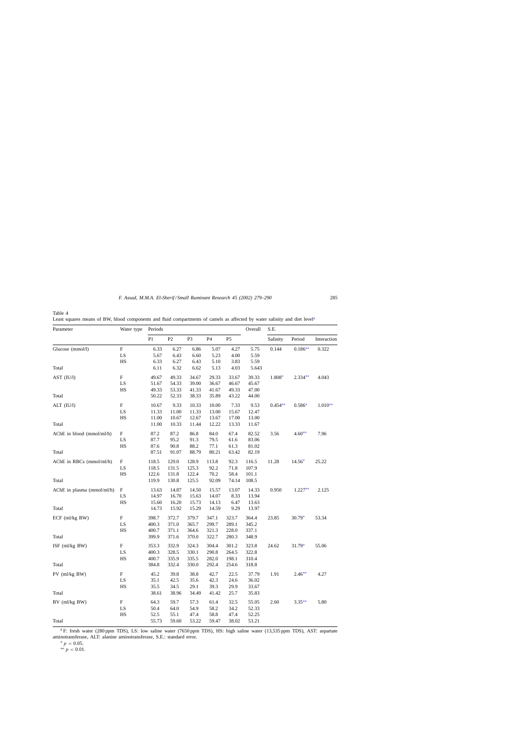Table 4
Least squares means of BW, blood components and fluid compartments of camels as affected by water salinity and diet level[a]

| Parameter | Water type | Periods | | | | | Overall | S.E. | | |
|---|---|---|---|---|---|---|---|---|---|---|
| | | P1 | P2 | P3 | P4 | P5 | | Salinity | Period | Interaction |
| Glucose (mmol/l) | F | 6.33 | 6.27 | 6.86 | 5.07 | 4.27 | 5.75 | 0.144 | 0.186** | 0.322 |
| | LS | 5.67 | 6.43 | 6.60 | 5.23 | 4.00 | 5.59 | | | |
| | HS | 6.33 | 6.27 | 6.43 | 5.10 | 3.83 | 5.59 | | | |
| Total | | 6.11 | 6.32 | 6.62 | 5.13 | 4.03 | 5.643 | | | |
| AST (IU/l) | F | 49.67 | 49.33 | 34.67 | 29.33 | 33.67 | 39.33 | 1.808* | 2.334** | 4.043 |
| | LS | 51.67 | 54.33 | 39.00 | 36.67 | 46.67 | 45.67 | | | |
| | HS | 49.33 | 53.33 | 41.33 | 41.67 | 49.33 | 47.00 | | | |
| Total | | 50.22 | 52.33 | 38.33 | 35.89 | 43.22 | 44.00 | | | |
| ALT (IU/l) | F | 10.67 | 9.33 | 10.33 | 10.00 | 7.33 | 9.53 | 0.454** | 0.586* | 1.010** |
| | LS | 11.33 | 11.00 | 11.33 | 13.00 | 15.67 | 12.47 | | | |
| | HS | 11.00 | 10.67 | 12.67 | 13.67 | 17.00 | 13.00 | | | |
| Total | | 11.00 | 10.33 | 11.44 | 12.22 | 13.33 | 11.67 | | | |
| AChE in blood (mmol/ml/h) | F | 87.2 | 87.2 | 86.8 | 84.0 | 67.4 | 82.52 | 3.56 | 4.60** | 7.96 |
| | LS | 87.7 | 95.2 | 91.3 | 79.5 | 61.6 | 83.06 | | | |
| | HS | 87.6 | 90.8 | 88.2 | 77.1 | 61.3 | 81.02 | | | |
| Total | | 87.51 | 91.07 | 88.79 | 80.21 | 63.42 | 82.19 | | | |
| AChE in RBCs (mmol/ml/h) | F | 118.5 | 129.0 | 128.9 | 113.8 | 92.3 | 116.5 | 11.28 | 14.56* | 25.22 |
| | LS | 118.5 | 131.5 | 125.3 | 92.2 | 71.8 | 107.9 | | | |
| | HS | 122.6 | 131.8 | 122.4 | 70.2 | 58.4 | 101.1 | | | |
| Total | | 119.9 | 130.8 | 125.5 | 92.09 | 74.14 | 108.5 | | | |
| AChE in plasma (mmol/ml/h) | F | 13.63 | 14.87 | 14.50 | 15.57 | 13.07 | 14.33 | 0.950 | 1.227** | 2.125 |
| | LS | 14.97 | 16.70 | 15.63 | 14.07 | 8.33 | 13.94 | | | |
| | HS | 15.60 | 16.20 | 15.73 | 14.13 | 6.47 | 13.63 | | | |
| Total | | 14.73 | 15.92 | 15.29 | 14.59 | 9.29 | 13.97 | | | |
| ECF (ml/kg BW) | F | 398.7 | 372.7 | 379.7 | 347.1 | 323.7 | 364.4 | 23.85 | 30.79* | 53.34 |
| | LS | 400.3 | 371.0 | 365.7 | 299.7 | 289.1 | 345.2 | | | |
| | HS | 400.7 | 371.1 | 364.6 | 321.3 | 228.0 | 337.1 | | | |
| Total | | 399.9 | 371.6 | 370.0 | 322.7 | 280.3 | 348.9 | | | |
| ISF (ml/kg BW) | F | 353.3 | 332.9 | 324.3 | 304.4 | 301.2 | 323.8 | 24.62 | 31.79* | 55.06 |
| | LS | 400.3 | 328.5 | 330.1 | 290.8 | 264.5 | 322.8 | | | |
| | HS | 400.7 | 335.9 | 335.5 | 282.0 | 198.1 | 310.4 | | | |
| Total | | 384.8 | 332.4 | 330.0 | 292.4 | 254.6 | 318.8 | | | |
| PV (ml/kg BW) | F | 45.2 | 39.8 | 38.8 | 42.7 | 22.5 | 37.79 | 1.91 | 2.46** | 4.27 |
| | LS | 35.1 | 42.5 | 35.6 | 42.3 | 24.6 | 36.02 | | | |
| | HS | 35.5 | 34.5 | 29.1 | 39.3 | 29.9 | 33.67 | | | |
| Total | | 38.61 | 38.96 | 34.49 | 41.42 | 25.7 | 35.83 | | | |
| BV (ml/kg BW) | F | 64.3 | 59.7 | 57.3 | 61.4 | 32.5 | 55.05 | 2.60 | 3.35** | 5.80 |
| | LS | 50.4 | 64.0 | 54.9 | 58.2 | 34.2 | 52.33 | | | |
| | HS | 52.5 | 55.1 | 47.4 | 58.8 | 47.4 | 52.25 | | | |
| Total | | 55.73 | 59.60 | 53.22 | 59.47 | 38.02 | 53.21 | | | |

[a] F: fresh water (280 ppm TDS), LS: low saline water (7650 ppm TDS), HS: high saline water (13,535 ppm TDS), AST: aspartate aminotransferase, ALT: alanine aminotransferase, S.E.: standard error.

\* $p < 0.05$.

\*\* $p < 0.01$.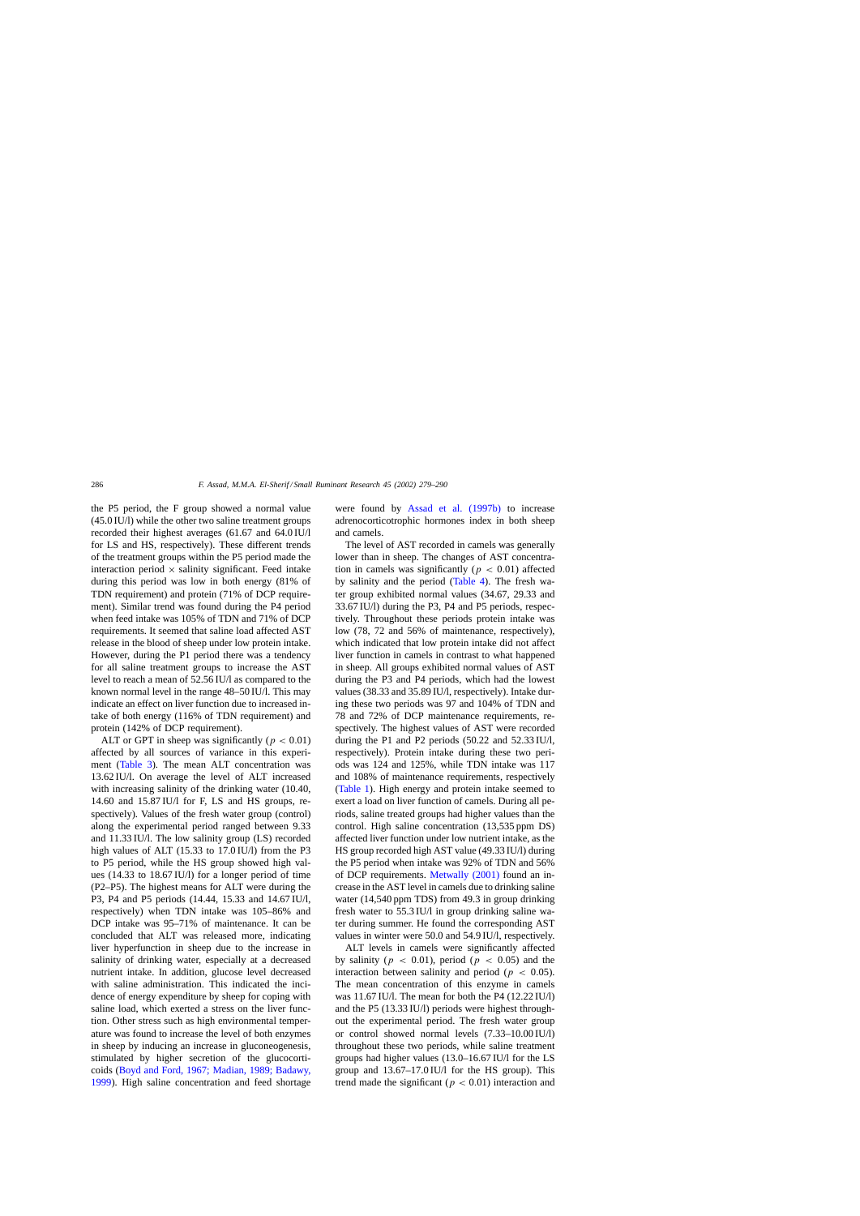the P5 period, the F group showed a normal value (45.0 IU/l) while the other two saline treatment groups recorded their highest averages (61.67 and 64.0 IU/l for LS and HS, respectively). These different trends of the treatment groups within the P5 period made the interaction period × salinity significant. Feed intake during this period was low in both energy (81% of TDN requirement) and protein (71% of DCP requirement). Similar trend was found during the P4 period when feed intake was 105% of TDN and 71% of DCP requirements. It seemed that saline load affected AST release in the blood of sheep under low protein intake. However, during the P1 period there was a tendency for all saline treatment groups to increase the AST level to reach a mean of 52.56 IU/l as compared to the known normal level in the range 48–50 IU/l. This may indicate an effect on liver function due to increased intake of both energy (116% of TDN requirement) and protein (142% of DCP requirement).

ALT or GPT in sheep was significantly ($p < 0.01$) affected by all sources of variance in this experiment (Table 3). The mean ALT concentration was 13.62 IU/l. On average the level of ALT increased with increasing salinity of the drinking water (10.40, 14.60 and 15.87 IU/l for F, LS and HS groups, respectively). Values of the fresh water group (control) along the experimental period ranged between 9.33 and 11.33 IU/l. The low salinity group (LS) recorded high values of ALT (15.33 to 17.0 IU/l) from the P3 to P5 period, while the HS group showed high values (14.33 to 18.67 IU/l) for a longer period of time (P2–P5). The highest means for ALT were during the P3, P4 and P5 periods (14.44, 15.33 and 14.67 IU/l, respectively) when TDN intake was 105–86% and DCP intake was 95–71% of maintenance. It can be concluded that ALT was released more, indicating liver hyperfunction in sheep due to the increase in salinity of drinking water, especially at a decreased nutrient intake. In addition, glucose level decreased with saline administration. This indicated the incidence of energy expenditure by sheep for coping with saline load, which exerted a stress on the liver function. Other stress such as high environmental temperature was found to increase the level of both enzymes in sheep by inducing an increase in gluconeogenesis, stimulated by higher secretion of the glucocorticoids (Boyd and Ford, 1967; Madian, 1989; Badawy, 1999). High saline concentration and feed shortage were found by Assad et al. (1997b) to increase adrenocorticotrophic hormones index in both sheep and camels.

The level of AST recorded in camels was generally lower than in sheep. The changes of AST concentration in camels was significantly ($p < 0.01$) affected by salinity and the period (Table 4). The fresh water group exhibited normal values (34.67, 29.33 and 33.67 IU/l) during the P3, P4 and P5 periods, respectively. Throughout these periods protein intake was low (78, 72 and 56% of maintenance, respectively), which indicated that low protein intake did not affect liver function in camels in contrast to what happened in sheep. All groups exhibited normal values of AST during the P3 and P4 periods, which had the lowest values (38.33 and 35.89 IU/l, respectively). Intake during these two periods was 97 and 104% of TDN and 78 and 72% of DCP maintenance requirements, respectively. The highest values of AST were recorded during the P1 and P2 periods (50.22 and 52.33 IU/l, respectively). Protein intake during these two periods was 124 and 125%, while TDN intake was 117 and 108% of maintenance requirements, respectively (Table 1). High energy and protein intake seemed to exert a load on liver function of camels. During all periods, saline treated groups had higher values than the control. High saline concentration (13,535 ppm DS) affected liver function under low nutrient intake, as the HS group recorded high AST value (49.33 IU/l) during the P5 period when intake was 92% of TDN and 56% of DCP requirements. Metwally (2001) found an increase in the AST level in camels due to drinking saline water (14,540 ppm TDS) from 49.3 in group drinking fresh water to 55.3 IU/l in group drinking saline water during summer. He found the corresponding AST values in winter were 50.0 and 54.9 IU/l, respectively.

ALT levels in camels were significantly affected by salinity ($p < 0.01$), period ($p < 0.05$) and the interaction between salinity and period ($p < 0.05$). The mean concentration of this enzyme in camels was 11.67 IU/l. The mean for both the P4 (12.22 IU/l) and the P5 (13.33 IU/l) periods were highest throughout the experimental period. The fresh water group or control showed normal levels (7.33–10.00 IU/l) throughout these two periods, while saline treatment groups had higher values (13.0–16.67 IU/l for the LS group and 13.67–17.0 IU/l for the HS group). This trend made the significant ($p < 0.01$) interaction and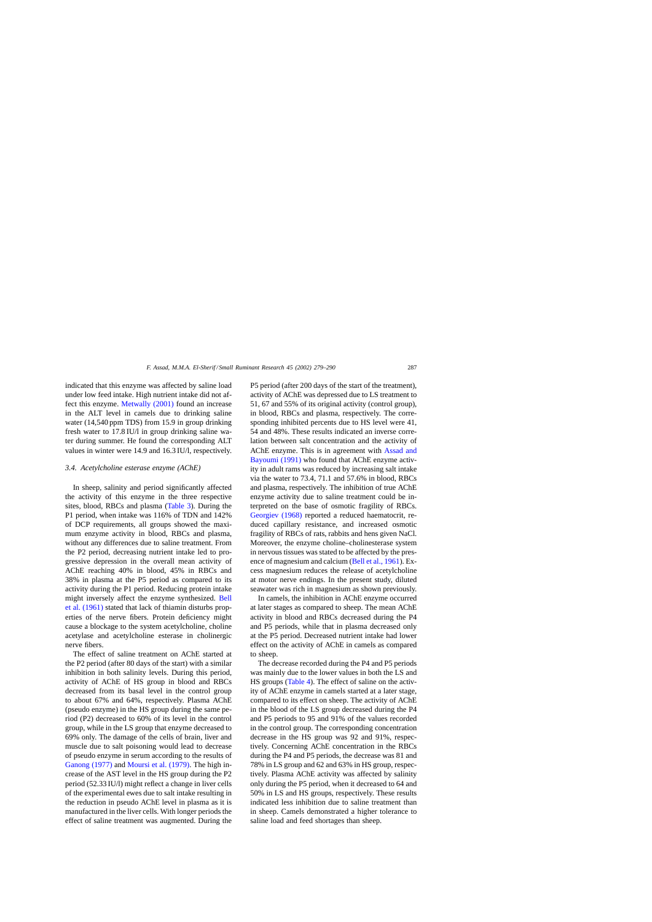indicated that this enzyme was affected by saline load under low feed intake. High nutrient intake did not affect this enzyme. Metwally (2001) found an increase in the ALT level in camels due to drinking saline water (14,540 ppm TDS) from 15.9 in group drinking fresh water to 17.8 IU/l in group drinking saline water during summer. He found the corresponding ALT values in winter were 14.9 and 16.3 IU/l, respectively.

### 3.4. Acetylcholine esterase enzyme (AChE)

In sheep, salinity and period significantly affected the activity of this enzyme in the three respective sites, blood, RBCs and plasma (Table 3). During the P1 period, when intake was 116% of TDN and 142% of DCP requirements, all groups showed the maximum enzyme activity in blood, RBCs and plasma, without any differences due to saline treatment. From the P2 period, decreasing nutrient intake led to progressive depression in the overall mean activity of AChE reaching 40% in blood, 45% in RBCs and 38% in plasma at the P5 period as compared to its activity during the P1 period. Reducing protein intake might inversely affect the enzyme synthesized. Bell et al. (1961) stated that lack of thiamin disturbs properties of the nerve fibers. Protein deficiency might cause a blockage to the system acetylcholine, choline acetylase and acetylcholine esterase in cholinergic nerve fibers.

The effect of saline treatment on AChE started at the P2 period (after 80 days of the start) with a similar inhibition in both salinity levels. During this period, activity of AChE of HS group in blood and RBCs decreased from its basal level in the control group to about 67% and 64%, respectively. Plasma AChE (pseudo enzyme) in the HS group during the same period (P2) decreased to 60% of its level in the control group, while in the LS group that enzyme decreased to 69% only. The damage of the cells of brain, liver and muscle due to salt poisoning would lead to decrease of pseudo enzyme in serum according to the results of Ganong (1977) and Moursi et al. (1979). The high increase of the AST level in the HS group during the P2 period (52.33 IU/l) might reflect a change in liver cells of the experimental ewes due to salt intake resulting in the reduction in pseudo AChE level in plasma as it is manufactured in the liver cells. With longer periods the effect of saline treatment was augmented. During the P5 period (after 200 days of the start of the treatment), activity of AChE was depressed due to LS treatment to 51, 67 and 55% of its original activity (control group), in blood, RBCs and plasma, respectively. The corresponding inhibited percents due to HS level were 41, 54 and 48%. These results indicated an inverse correlation between salt concentration and the activity of AChE enzyme. This is in agreement with Assad and Bayoumi (1991) who found that AChE enzyme activity in adult rams was reduced by increasing salt intake via the water to 73.4, 71.1 and 57.6% in blood, RBCs and plasma, respectively. The inhibition of true AChE enzyme activity due to saline treatment could be interpreted on the base of osmotic fragility of RBCs. Georgiev (1968) reported a reduced haematocrit, reduced capillary resistance, and increased osmotic fragility of RBCs of rats, rabbits and hens given NaCl. Moreover, the enzyme choline–cholinesterase system in nervous tissues was stated to be affected by the presence of magnesium and calcium (Bell et al., 1961). Excess magnesium reduces the release of acetylcholine at motor nerve endings. In the present study, diluted seawater was rich in magnesium as shown previously.

In camels, the inhibition in AChE enzyme occurred at later stages as compared to sheep. The mean AChE activity in blood and RBCs decreased during the P4 and P5 periods, while that in plasma decreased only at the P5 period. Decreased nutrient intake had lower effect on the activity of AChE in camels as compared to sheep.

The decrease recorded during the P4 and P5 periods was mainly due to the lower values in both the LS and HS groups (Table 4). The effect of saline on the activity of AChE enzyme in camels started at a later stage, compared to its effect on sheep. The activity of AChE in the blood of the LS group decreased during the P4 and P5 periods to 95 and 91% of the values recorded in the control group. The corresponding concentration decrease in the HS group was 92 and 91%, respectively. Concerning AChE concentration in the RBCs during the P4 and P5 periods, the decrease was 81 and 78% in LS group and 62 and 63% in HS group, respectively. Plasma AChE activity was affected by salinity only during the P5 period, when it decreased to 64 and 50% in LS and HS groups, respectively. These results indicated less inhibition due to saline treatment than in sheep. Camels demonstrated a higher tolerance to saline load and feed shortages than sheep.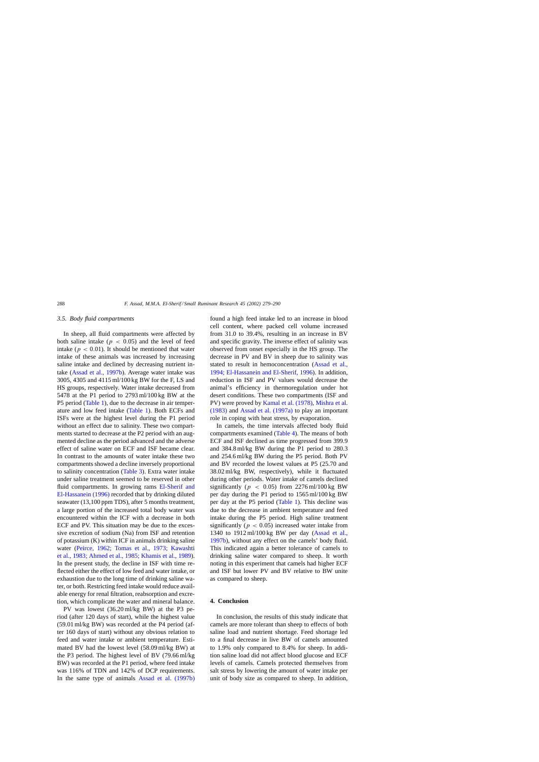### 3.5. Body fluid compartments

In sheep, all fluid compartments were affected by both saline intake ($p < 0.05$) and the level of feed intake ($p < 0.01$). It should be mentioned that water intake of these animals was increased by increasing saline intake and declined by decreasing nutrient intake (Assad et al., 1997b). Average water intake was 3005, 4305 and 4115 ml/100 kg BW for the F, LS and HS groups, respectively. Water intake decreased from 5478 at the P1 period to 2793 ml/100 kg BW at the P5 period (Table 1), due to the decrease in air temperature and low feed intake (Table 1). Both ECFs and ISFs were at the highest level during the P1 period without an effect due to salinity. These two compartments started to decrease at the P2 period with an augmented decline as the period advanced and the adverse effect of saline water on ECF and ISF became clear. In contrast to the amounts of water intake these two compartments showed a decline inversely proportional to salinity concentration (Table 3). Extra water intake under saline treatment seemed to be reserved in other fluid compartments. In growing rams El-Sherif and El-Hassanein (1996) recorded that by drinking diluted seawater (13,100 ppm TDS), after 5 months treatment, a large portion of the increased total body water was encountered within the ICF with a decrease in both ECF and PV. This situation may be due to the excessive excretion of sodium (Na) from ISF and retention of potassium (K) within ICF in animals drinking saline water (Peirce, 1962; Tomas et al., 1973; Kawashti et al., 1983; Ahmed et al., 1985; Khamis et al., 1989). In the present study, the decline in ISF with time reflected either the effect of low feed and water intake, or exhaustion due to the long time of drinking saline water, or both. Restricting feed intake would reduce available energy for renal filtration, reabsorption and excretion, which complicate the water and mineral balance.

PV was lowest (36.20 ml/kg BW) at the P3 period (after 120 days of start), while the highest value (59.01 ml/kg BW) was recorded at the P4 period (after 160 days of start) without any obvious relation to feed and water intake or ambient temperature. Estimated BV had the lowest level (58.09 ml/kg BW) at the P3 period. The highest level of BV (79.66 ml/kg BW) was recorded at the P1 period, where feed intake was 116% of TDN and 142% of DCP requirements. In the same type of animals Assad et al. (1997b) found a high feed intake led to an increase in blood cell content, where packed cell volume increased from 31.0 to 39.4%, resulting in an increase in BV and specific gravity. The inverse effect of salinity was observed from onset especially in the HS group. The decrease in PV and BV in sheep due to salinity was stated to result in hemoconcentration (Assad et al., 1994; El-Hassanein and El-Sherif, 1996). In addition, reduction in ISF and PV values would decrease the animal's efficiency in thermoregulation under hot desert conditions. These two compartments (ISF and PV) were proved by Kamal et al. (1978), Mishra et al. (1983) and Assad et al. (1997a) to play an important role in coping with heat stress, by evaporation.

In camels, the time intervals affected body fluid compartments examined (Table 4). The means of both ECF and ISF declined as time progressed from 399.9 and 384.8 ml/kg BW during the P1 period to 280.3 and 254.6 ml/kg BW during the P5 period. Both PV and BV recorded the lowest values at P5 (25.70 and 38.02 ml/kg BW, respectively), while it fluctuated during other periods. Water intake of camels declined significantly ($p < 0.05$) from 2276 ml/100 kg BW per day during the P1 period to 1565 ml/100 kg BW per day at the P5 period (Table 1). This decline was due to the decrease in ambient temperature and feed intake during the P5 period. High saline treatment significantly ($p < 0.05$) increased water intake from 1340 to 1912 ml/100 kg BW per day (Assad et al., 1997b), without any effect on the camels' body fluid. This indicated again a better tolerance of camels to drinking saline water compared to sheep. It worth noting in this experiment that camels had higher ECF and ISF but lower PV and BV relative to BW unite as compared to sheep.

## 4. Conclusion

In conclusion, the results of this study indicate that camels are more tolerant than sheep to effects of both saline load and nutrient shortage. Feed shortage led to a final decrease in live BW of camels amounted to 1.9% only compared to 8.4% for sheep. In addition saline load did not affect blood glucose and ECF levels of camels. Camels protected themselves from salt stress by lowering the amount of water intake per unit of body size as compared to sheep. In addition,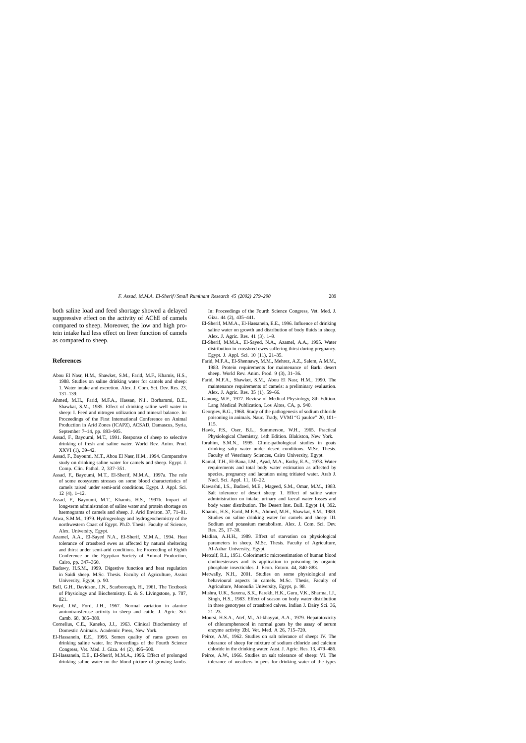both saline load and feed shortage showed a delayed suppressive effect on the activity of AChE of camels compared to sheep. Moreover, the low and high protein intake had less effect on liver function of camels as compared to sheep.

## References

Abou El Nasr, H.M., Shawket, S.M., Farid, M.F., Khamis, H.S., 1988. Studies on saline drinking water for camels and sheep: 1. Water intake and excretion. Alex. J. Com. Sci. Dev. Res. 23, 131–139.

Ahmed, M.H., Farid, M.F.A., Hassan, N.I., Borhammi, B.E., Shawkat, S.M., 1985. Effect of drinking saline well water in sheep: I. Feed and nitrogen utilization and mineral balance. In: Proceedings of the First International Conference on Animal Production in Arid Zones (ICAPZ), ACSAD, Damascus, Syria, September 7–14, pp. 893–905.

Assad, F., Bayoumi, M.T., 1991. Response of sheep to selective drinking of fresh and saline water. World Rev. Anim. Prod. XXVI (1), 39–42.

Assad, F., Bayoumi, M.T., Abou El Nasr, H.M., 1994. Comparative study on drinking saline water for camels and sheep. Egypt. J. Comp. Clin. Pathol. 2, 337–351.

Assad, F., Bayoumi, M.T., El-Sherif, M.M.A., 1997a. The role of some ecosystem stresses on some blood characteristics of camels raised under semi-arid conditions. Egypt. J. Appl. Sci. 12 (4), 1–12.

Assad, F., Bayoumi, M.T., Khamis, H.S., 1997b. Impact of long-term administration of saline water and protein shortage on haemograms of camels and sheep. J. Arid Environ. 37, 71–81.

Atwa, S.M.M., 1979. Hydrogeology and hydrogeochemistry of the northwestern Coast of Egypt. Ph.D. Thesis. Faculty of Science, Alex. University, Egypt.

Azamel, A.A., El-Sayed N.A., El-Sherif, M.M.A., 1994. Heat tolerance of crossbred ewes as affected by natural sheltering and thirst under semi-arid conditions. In: Proceeding of Eighth Conference on the Egyptian Society of Animal Production, Cairo, pp. 347–360.

Badawy, H.S.M., 1999. Digestive function and heat regulation in Saidi sheep. M.Sc. Thesis. Faculty of Agriculture, Assiut University, Egypt, p. 90.

Bell, G.H., Davidson, J.N., Scarborough, H., 1961. The Textbook of Physiology and Biochemistry. E. & S. Livingstone, p. 787, 821.

Boyd, J.W., Ford, J.H., 1967. Normal variation in alanine aminotransferase activity in sheep and cattle. J. Agric. Sci. Camb. 68, 385–389.

Cornelius, C.E., Kaneko, J.J., 1963. Clinical Biochemistry of Domestic Animals. Academic Press, New York.

El-Hassanein, E.E., 1996. Semen quality of rams grown on drinking saline water. In: Proceedings of the Fourth Science Congress, Vet. Med. J. Giza. 44 (2), 495–500.

El-Hassanein, E.E., El-Sherif, M.M.A., 1996. Effect of prolonged drinking saline water on the blood picture of growing lambs. In: Proceedings of the Fourth Science Congress, Vet. Med. J. Giza. 44 (2), 435–441.

El-Sherif, M.M.A., El-Hassanein, E.E., 1996. Influence of drinking saline water on growth and distribution of body fluids in sheep. Alex. J. Agric. Res. 41 (3), 1–9.

El-Sherif, M.M.A., El-Sayed, N.A., Azamel, A.A., 1995. Water distribution in crossbred ewes suffering thirst during pregnancy. Egypt. J. Appl. Sci. 10 (11), 21–35.

Farid, M.F.A., El-Shennawy, M.M., Mehrez, A.Z., Salem, A.M.M., 1983. Protein requirements for maintenance of Barki desert sheep. World Rev. Anim. Prod. 9 (3), 31–36.

Farid, M.F.A., Shawket, S.M., Abou El Nasr, H.M., 1990. The maintenance requirements of camels: a preliminary evaluation. Alex. J. Agric. Res. 35 (1), 59–66.

Ganong, W.F., 1977. Review of Medical Physiology, 8th Edition. Lang Medical Publication, Los Altos, CA, p. 940.

Georgiev, B.G., 1968. Study of the pathogenesis of sodium chloride poisoning in animals. Nauc. Trady, VVMI "G paulov" 20, 101–115.

Hawk, P.S., Oser, B.L., Summerson, W.H., 1965. Practical Physiological Chemistry, 14th Edition. Blakiston, New York.

Ibrahim, S.M.N., 1995. Clinic-pathological studies in goats drinking salty water under desert conditions. M.Sc. Thesis. Faculty of Veterinary Sciences, Cairo University, Egypt.

Kamal, T.H., El-Bana, I.M., Ayad, M.A., Kotby, E.A., 1978. Water requirements and total body water estimation as affected by species, pregnancy and lactation using tritiated water. Arab J. Nucl. Sci. Appl. 11, 10–22.

Kawashti, I.S., Badawi, M.E., Mageed, S.M., Omar, M.M., 1983. Salt tolerance of desert sheep: 1. Effect of saline water administration on intake, urinary and faecal water losses and body water distribution. The Desert Inst. Bull. Egypt 14, 392.

Khamis, H.S., Farid, M.F.A., Ahmed, M.H., Shawkat, S.M., 1989. Studies on saline drinking water for camels and sheep: III. Sodium and potassium metabolism. Alex. J. Com. Sci. Dev. Res. 25, 17–30.

Madian, A.H.H., 1989. Effect of starvation on physiological parameters in sheep. M.Sc. Thesis. Faculty of Agriculture, Al-Azhar University, Egypt.

Metcalf, R.I., 1951. Colorimetric microestimation of human blood cholinesterases and its application to poisoning by organic phosphate insecticides. J. Econ. Entom. 44, 840–883.

Metwally, N.H., 2001. Studies on some physiological and behavioural aspects in camels. M.Sc. Thesis, Faculty of Agriculture, Monoufia University, Egypt, p. 98.

Mishra, U.K., Saxena, S.K., Parekh, H.K., Guru, V.K., Sharma, I.J., Singh, H.S., 1983. Effect of season on body water distribution in three genotypes of crossbred calves. Indian J. Dairy Sci. 36, 21–23.

Moursi, H.S.A., Atef, M., Al-khayyat, A.A., 1979. Hepatotoxicity of chloramphenocol in normal goats by the assay of serum enzyme activity Zbl. Vet. Med. A 26, 715–720.

Peirce, A.W., 1962. Studies on salt tolerance of sheep: IV. The tolerance of sheep for mixture of sodium chloride and calcium chloride in the drinking water. Aust. J. Agric. Res. 13, 479–486.

Peirce, A.W., 1966. Studies on salt tolerance of sheep: VI. The tolerance of weathers in pens for drinking water of the types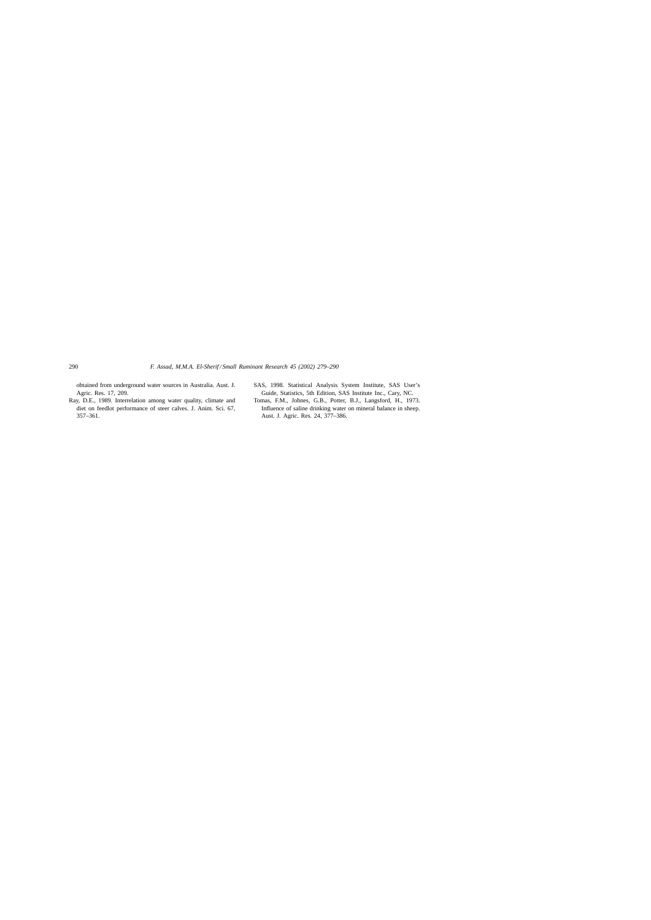obtained from underground water sources in Australia. Aust. J. Agric. Res. 17, 209.

Ray, D.E., 1989. Interrelation among water quality, climate and diet on feedlot performance of steer calves. J. Anim. Sci. 67, 357–361.

SAS, 1998. Statistical Analysis System Institute, SAS User's Guide, Statistics, 5th Edition, SAS Institute Inc., Cary, NC.

Tomas, F.M., Johnes, G.B., Potter, B.J., Langsford, H., 1973. Influence of saline drinking water on mineral balance in sheep. Aust. J. Agric. Res. 24, 377–386.